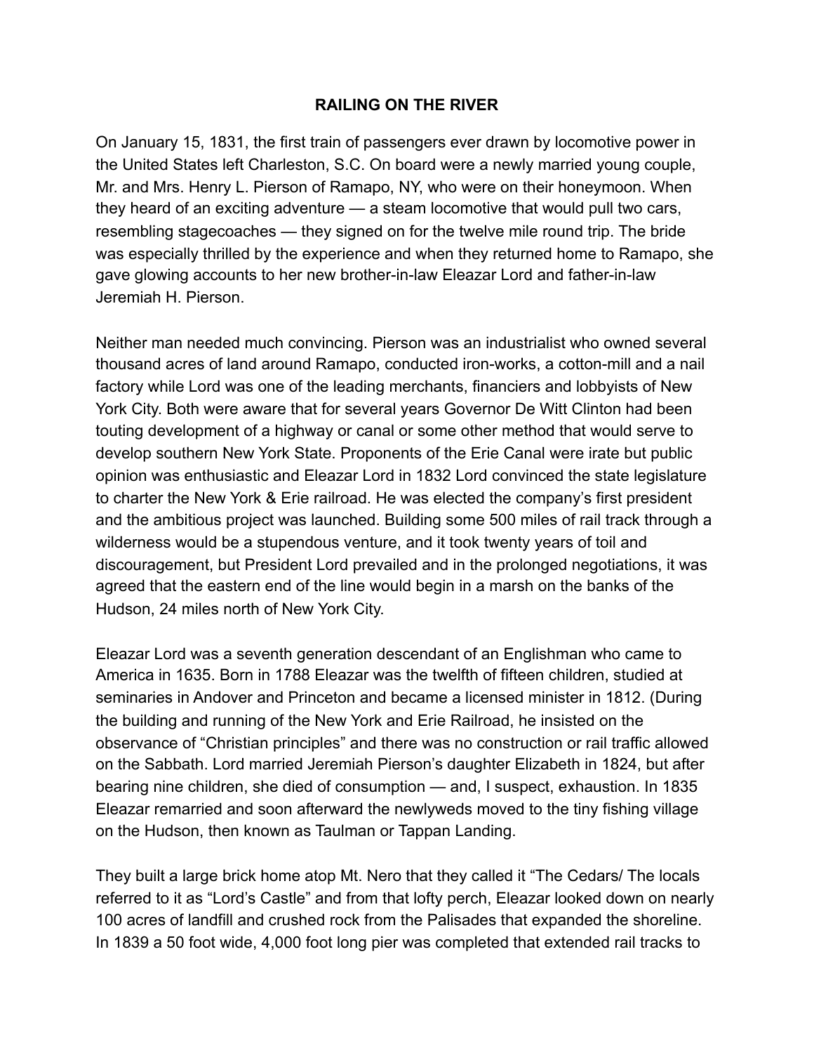# RAILING ON THE RIVER

On January 15, 1831, the first train of passengers ever drawn by locomotive power in the United States left Charleston, S.C. On board were a newly married young couple, Mr. and Mrs. Henry L. Pierson of Ramapo, NY, who were on their honeymoon. When they heard of an exciting adventure — a steam locomotive that would pull two cars, resembling stagecoaches — they signed on for the twelve mile round trip. The bride was especially thrilled by the experience and when they returned home to Ramapo, she gave glowing accounts to her new brother-in-law Eleazar Lord and father-in-law Jeremiah H. Pierson.

Neither man needed much convincing. Pierson was an industrialist who owned several thousand acres of land around Ramapo, conducted iron-works, a cotton-mill and a nail factory while Lord was one of the leading merchants, financiers and lobbyists of New York City. Both were aware that for several years Governor De Witt Clinton had been touting development of a highway or canal or some other method that would serve to develop southern New York State. Proponents of the Erie Canal were irate but public opinion was enthusiastic and Eleazar Lord in 1832 Lord convinced the state legislature to charter the New York & Erie railroad. He was elected the company's first president and the ambitious project was launched. Building some 500 miles of rail track through a wilderness would be a stupendous venture, and it took twenty years of toil and discouragement, but President Lord prevailed and in the prolonged negotiations, it was agreed that the eastern end of the line would begin in a marsh on the banks of the Hudson, 24 miles north of New York City.

Eleazar Lord was a seventh generation descendant of an Englishman who came to America in 1635. Born in 1788 Eleazar was the twelfth of fifteen children, studied at seminaries in Andover and Princeton and became a licensed minister in 1812. (During the building and running of the New York and Erie Railroad, he insisted on the observance of "Christian principles" and there was no construction or rail traffic allowed on the Sabbath. Lord married Jeremiah Pierson's daughter Elizabeth in 1824, but after bearing nine children, she died of consumption — and, I suspect, exhaustion. In 1835 Eleazar remarried and soon afterward the newlyweds moved to the tiny fishing village on the Hudson, then known as Taulman or Tappan Landing.

They built a large brick home atop Mt. Nero that they called it "The Cedars/ The locals referred to it as "Lord's Castle" and from that lofty perch, Eleazar looked down on nearly 100 acres of landfill and crushed rock from the Palisades that expanded the shoreline. In 1839 a 50 foot wide, 4,000 foot long pier was completed that extended rail tracks to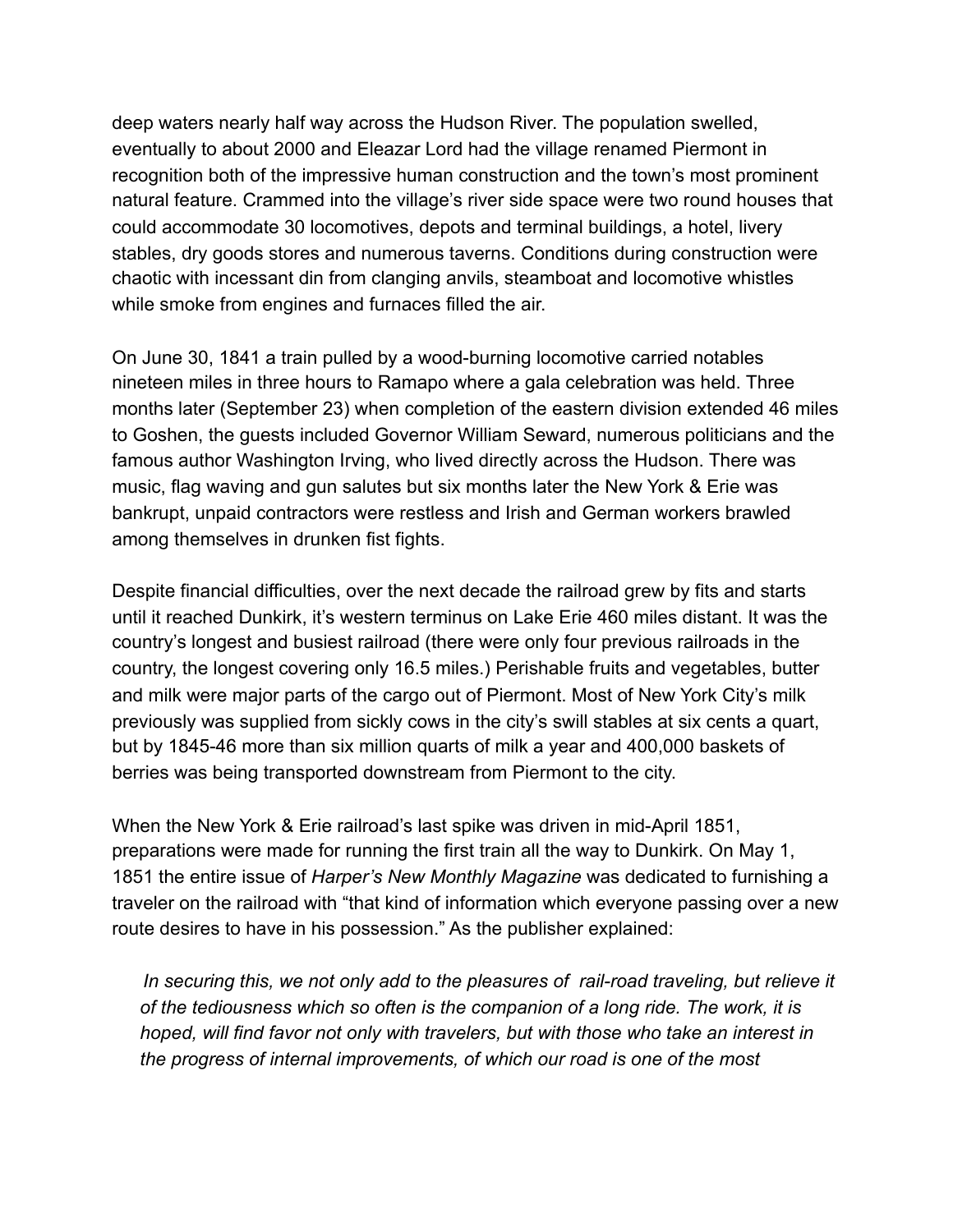deep waters nearly half way across the Hudson River. The population swelled, eventually to about 2000 and Eleazar Lord had the village renamed Piermont in recognition both of the impressive human construction and the town's most prominent natural feature. Crammed into the village's river side space were two round houses that could accommodate 30 locomotives, depots and terminal buildings, a hotel, livery stables, dry goods stores and numerous taverns. Conditions during construction were chaotic with incessant din from clanging anvils, steamboat and locomotive whistles while smoke from engines and furnaces filled the air.

On June 30, 1841 a train pulled by a wood-burning locomotive carried notables nineteen miles in three hours to Ramapo where a gala celebration was held. Three months later (September 23) when completion of the eastern division extended 46 miles to Goshen, the guests included Governor William Seward, numerous politicians and the famous author Washington Irving, who lived directly across the Hudson. There was music, flag waving and gun salutes but six months later the New York & Erie was bankrupt, unpaid contractors were restless and Irish and German workers brawled among themselves in drunken fist fights.

Despite financial difficulties, over the next decade the railroad grew by fits and starts until it reached Dunkirk, it's western terminus on Lake Erie 460 miles distant. It was the country's longest and busiest railroad (there were only four previous railroads in the country, the longest covering only 16.5 miles.) Perishable fruits and vegetables, butter and milk were major parts of the cargo out of Piermont. Most of New York City's milk previously was supplied from sickly cows in the city's swill stables at six cents a quart, but by 1845-46 more than six million quarts of milk a year and 400,000 baskets of berries was being transported downstream from Piermont to the city.

When the New York & Erie railroad's last spike was driven in mid-April 1851, preparations were made for running the first train all the way to Dunkirk. On May 1, 1851 the entire issue of *Harper's New Monthly Magazine* was dedicated to furnishing a traveler on the railroad with "that kind of information which everyone passing over a new route desires to have in his possession." As the publisher explained:

> *In securing this, we not only add to the pleasures of rail-road traveling, but relieve it of the tediousness which so often is the companion of a long ride. The work, it is hoped, will find favor not only with travelers, but with those who take an interest in the progress of internal improvements, of which our road is one of the most*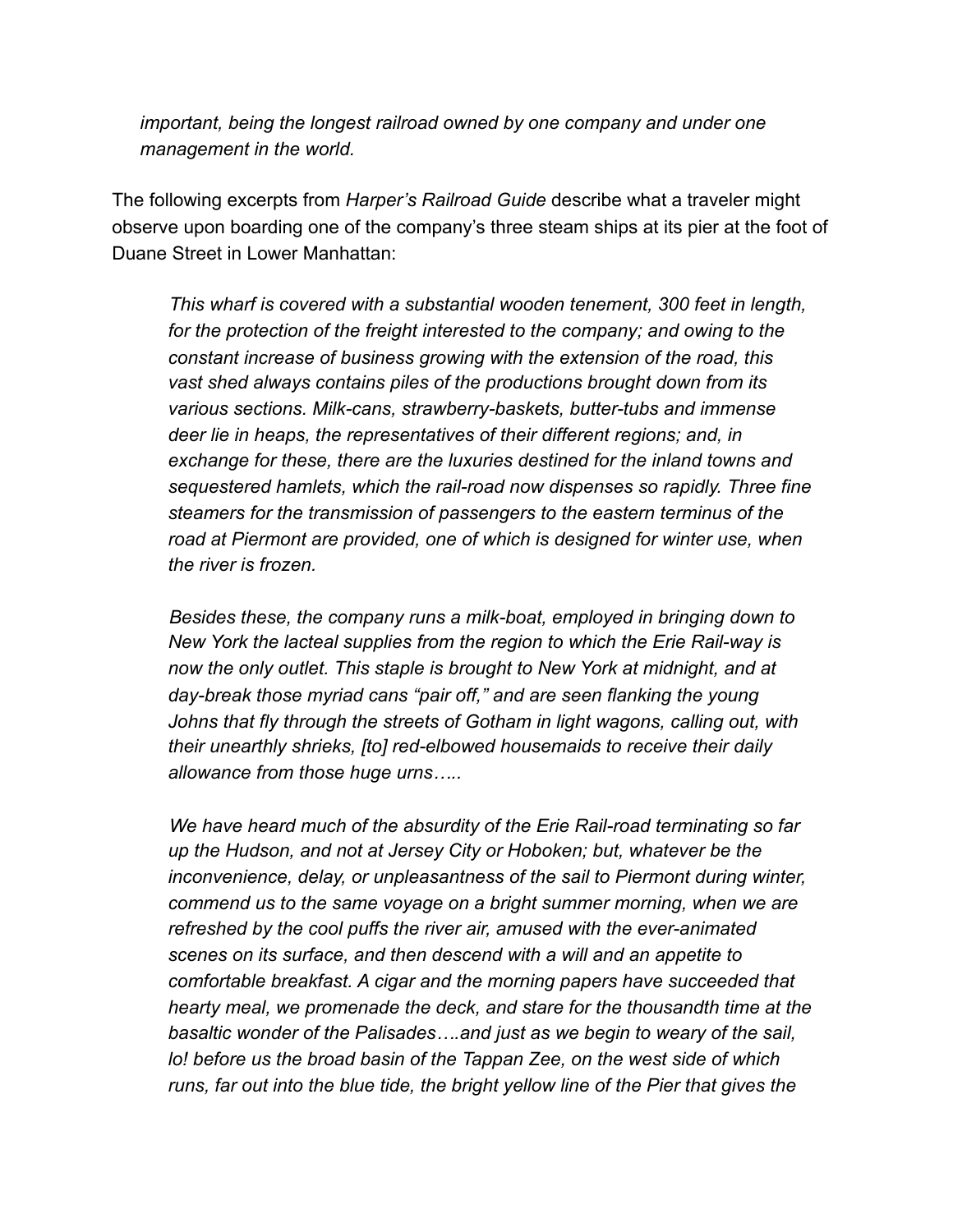*important, being the longest railroad owned by one company and under one management in the world.*

The following excerpts from *Harper's Railroad Guide* describe what a traveler might observe upon boarding one of the company's three steam ships at its pier at the foot of Duane Street in Lower Manhattan:

> *This wharf is covered with a substantial wooden tenement, 300 feet in length, for the protection of the freight interested to the company; and owing to the constant increase of business growing with the extension of the road, this vast shed always contains piles of the productions brought down from its various sections. Milk-cans, strawberry-baskets, butter-tubs and immense deer lie in heaps, the representatives of their different regions; and, in exchange for these, there are the luxuries destined for the inland towns and sequestered hamlets, which the rail-road now dispenses so rapidly. Three fine steamers for the transmission of passengers to the eastern terminus of the road at Piermont are provided, one of which is designed for winter use, when the river is frozen.*
>
> *Besides these, the company runs a milk-boat, employed in bringing down to New York the lacteal supplies from the region to which the Erie Rail-way is now the only outlet. This staple is brought to New York at midnight, and at day-break those myriad cans "pair off," and are seen flanking the young Johns that fly through the streets of Gotham in light wagons, calling out, with their unearthly shrieks, [to] red-elbowed housemaids to receive their daily allowance from those huge urns…..*
>
> *We have heard much of the absurdity of the Erie Rail-road terminating so far up the Hudson, and not at Jersey City or Hoboken; but, whatever be the inconvenience, delay, or unpleasantness of the sail to Piermont during winter, commend us to the same voyage on a bright summer morning, when we are refreshed by the cool puffs the river air, amused with the ever-animated scenes on its surface, and then descend with a will and an appetite to comfortable breakfast. A cigar and the morning papers have succeeded that hearty meal, we promenade the deck, and stare for the thousandth time at the basaltic wonder of the Palisades….and just as we begin to weary of the sail, lo! before us the broad basin of the Tappan Zee, on the west side of which runs, far out into the blue tide, the bright yellow line of the Pier that gives the*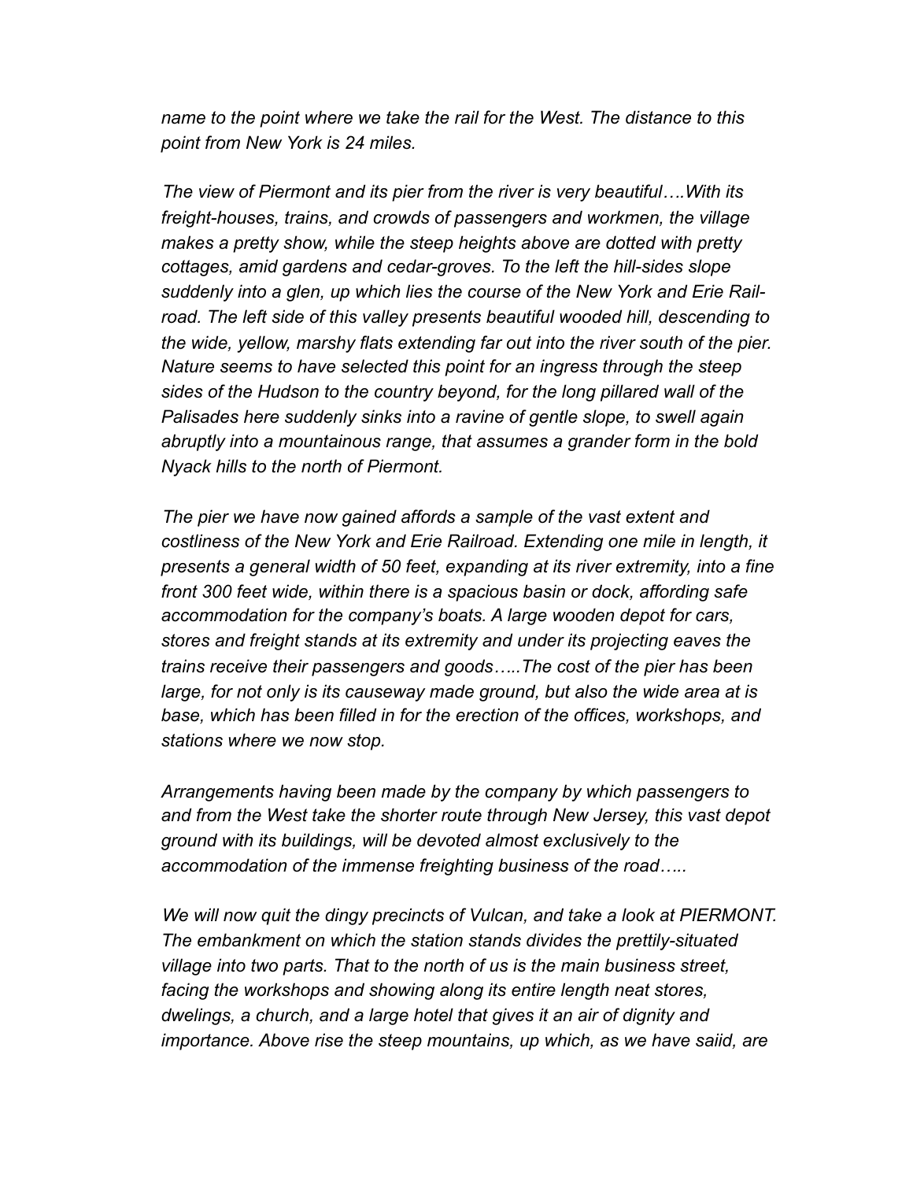*name to the point where we take the rail for the West. The distance to this point from New York is 24 miles.*

*The view of Piermont and its pier from the river is very beautiful….With its freight-houses, trains, and crowds of passengers and workmen, the village makes a pretty show, while the steep heights above are dotted with pretty cottages, amid gardens and cedar-groves. To the left the hill-sides slope suddenly into a glen, up which lies the course of the New York and Erie Rail-road. The left side of this valley presents beautiful wooded hill, descending to the wide, yellow, marshy flats extending far out into the river south of the pier. Nature seems to have selected this point for an ingress through the steep sides of the Hudson to the country beyond, for the long pillared wall of the Palisades here suddenly sinks into a ravine of gentle slope, to swell again abruptly into a mountainous range, that assumes a grander form in the bold Nyack hills to the north of Piermont.*

*The pier we have now gained affords a sample of the vast extent and costliness of the New York and Erie Railroad. Extending one mile in length, it presents a general width of 50 feet, expanding at its river extremity, into a fine front 300 feet wide, within there is a spacious basin or dock, affording safe accommodation for the company's boats. A large wooden depot for cars, stores and freight stands at its extremity and under its projecting eaves the trains receive their passengers and goods…..The cost of the pier has been large, for not only is its causeway made ground, but also the wide area at is base, which has been filled in for the erection of the offices, workshops, and stations where we now stop.*

*Arrangements having been made by the company by which passengers to and from the West take the shorter route through New Jersey, this vast depot ground with its buildings, will be devoted almost exclusively to the accommodation of the immense freighting business of the road…..*

*We will now quit the dingy precincts of Vulcan, and take a look at PIERMONT. The embankment on which the station stands divides the prettily-situated village into two parts. That to the north of us is the main business street, facing the workshops and showing along its entire length neat stores, dwelings, a church, and a large hotel that gives it an air of dignity and importance. Above rise the steep mountains, up which, as we have saiid, are*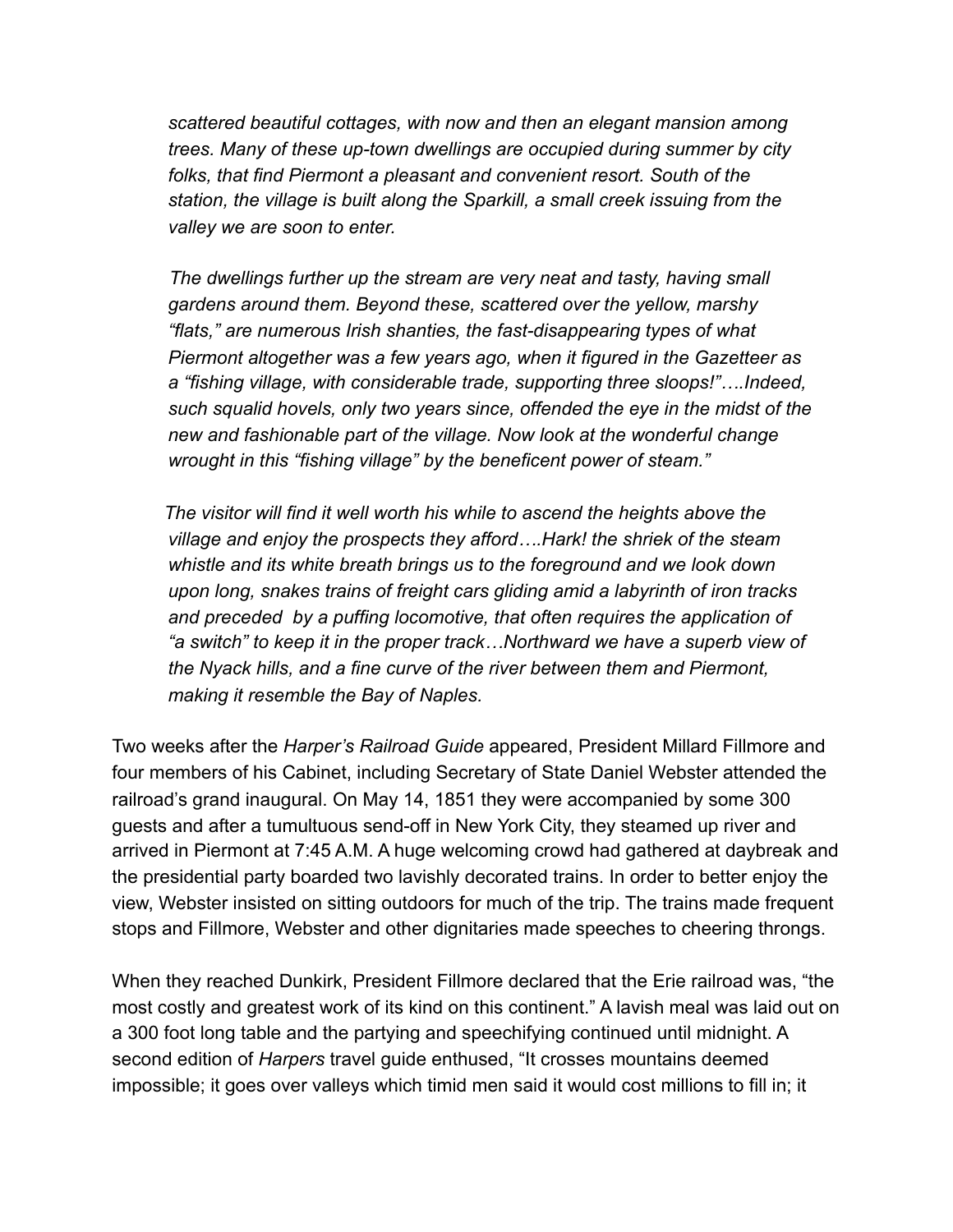*scattered beautiful cottages, with now and then an elegant mansion among trees. Many of these up-town dwellings are occupied during summer by city folks, that find Piermont a pleasant and convenient resort. South of the station, the village is built along the Sparkill, a small creek issuing from the valley we are soon to enter.*

*The dwellings further up the stream are very neat and tasty, having small gardens around them. Beyond these, scattered over the yellow, marshy "flats," are numerous Irish shanties, the fast-disappearing types of what Piermont altogether was a few years ago, when it figured in the Gazetteer as a "fishing village, with considerable trade, supporting three sloops!"….Indeed, such squalid hovels, only two years since, offended the eye in the midst of the new and fashionable part of the village. Now look at the wonderful change wrought in this "fishing village" by the beneficent power of steam."*

*The visitor will find it well worth his while to ascend the heights above the village and enjoy the prospects they afford….Hark! the shriek of the steam whistle and its white breath brings us to the foreground and we look down upon long, snakes trains of freight cars gliding amid a labyrinth of iron tracks and preceded by a puffing locomotive, that often requires the application of "a switch" to keep it in the proper track…Northward we have a superb view of the Nyack hills, and a fine curve of the river between them and Piermont, making it resemble the Bay of Naples.*

Two weeks after the *Harper's Railroad Guide* appeared, President Millard Fillmore and four members of his Cabinet, including Secretary of State Daniel Webster attended the railroad's grand inaugural. On May 14, 1851 they were accompanied by some 300 guests and after a tumultuous send-off in New York City, they steamed up river and arrived in Piermont at 7:45 A.M. A huge welcoming crowd had gathered at daybreak and the presidential party boarded two lavishly decorated trains. In order to better enjoy the view, Webster insisted on sitting outdoors for much of the trip. The trains made frequent stops and Fillmore, Webster and other dignitaries made speeches to cheering throngs.

When they reached Dunkirk, President Fillmore declared that the Erie railroad was, "the most costly and greatest work of its kind on this continent." A lavish meal was laid out on a 300 foot long table and the partying and speechifying continued until midnight. A second edition of *Harpers* travel guide enthused, "It crosses mountains deemed impossible; it goes over valleys which timid men said it would cost millions to fill in; it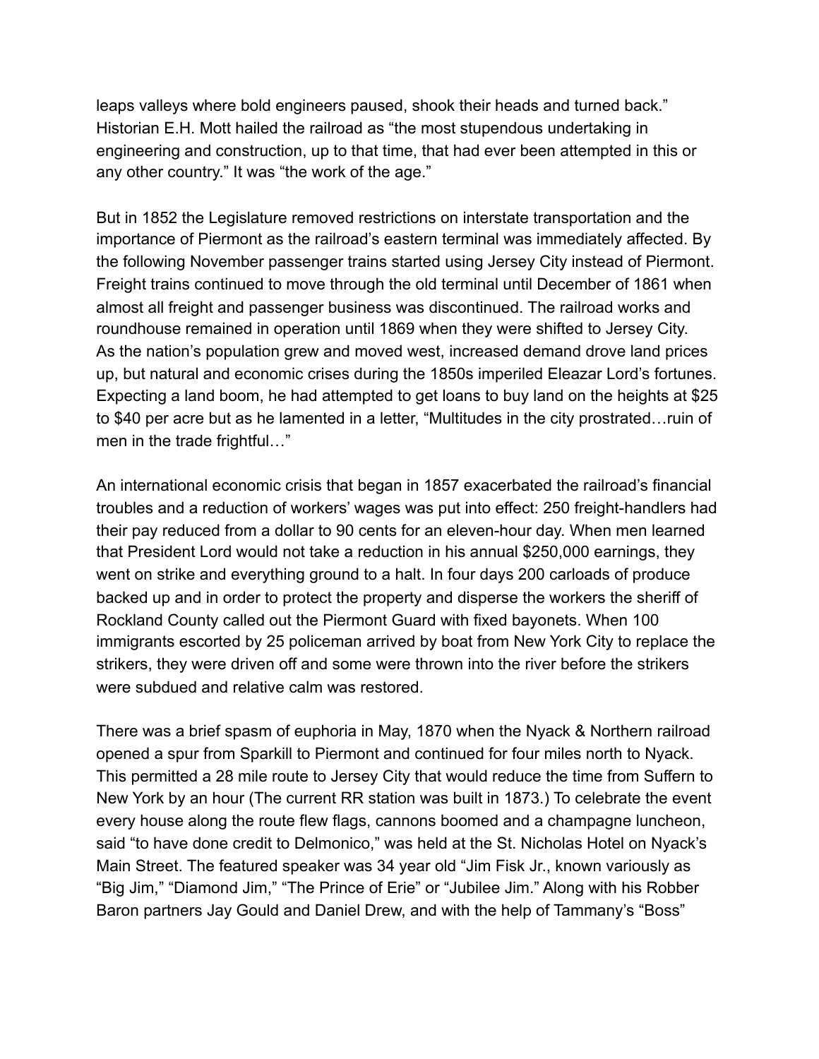leaps valleys where bold engineers paused, shook their heads and turned back." Historian E.H. Mott hailed the railroad as "the most stupendous undertaking in engineering and construction, up to that time, that had ever been attempted in this or any other country." It was "the work of the age."

But in 1852 the Legislature removed restrictions on interstate transportation and the importance of Piermont as the railroad's eastern terminal was immediately affected. By the following November passenger trains started using Jersey City instead of Piermont. Freight trains continued to move through the old terminal until December of 1861 when almost all freight and passenger business was discontinued. The railroad works and roundhouse remained in operation until 1869 when they were shifted to Jersey City. As the nation's population grew and moved west, increased demand drove land prices up, but natural and economic crises during the 1850s imperiled Eleazar Lord's fortunes. Expecting a land boom, he had attempted to get loans to buy land on the heights at $25 to $40 per acre but as he lamented in a letter, "Multitudes in the city prostrated…ruin of men in the trade frightful…"

An international economic crisis that began in 1857 exacerbated the railroad's financial troubles and a reduction of workers' wages was put into effect: 250 freight-handlers had their pay reduced from a dollar to 90 cents for an eleven-hour day. When men learned that President Lord would not take a reduction in his annual $250,000 earnings, they went on strike and everything ground to a halt. In four days 200 carloads of produce backed up and in order to protect the property and disperse the workers the sheriff of Rockland County called out the Piermont Guard with fixed bayonets. When 100 immigrants escorted by 25 policeman arrived by boat from New York City to replace the strikers, they were driven off and some were thrown into the river before the strikers were subdued and relative calm was restored.

There was a brief spasm of euphoria in May, 1870 when the Nyack & Northern railroad opened a spur from Sparkill to Piermont and continued for four miles north to Nyack. This permitted a 28 mile route to Jersey City that would reduce the time from Suffern to New York by an hour (The current RR station was built in 1873.) To celebrate the event every house along the route flew flags, cannons boomed and a champagne luncheon, said "to have done credit to Delmonico," was held at the St. Nicholas Hotel on Nyack's Main Street. The featured speaker was 34 year old "Jim Fisk Jr., known variously as "Big Jim," "Diamond Jim," "The Prince of Erie" or "Jubilee Jim." Along with his Robber Baron partners Jay Gould and Daniel Drew, and with the help of Tammany's "Boss"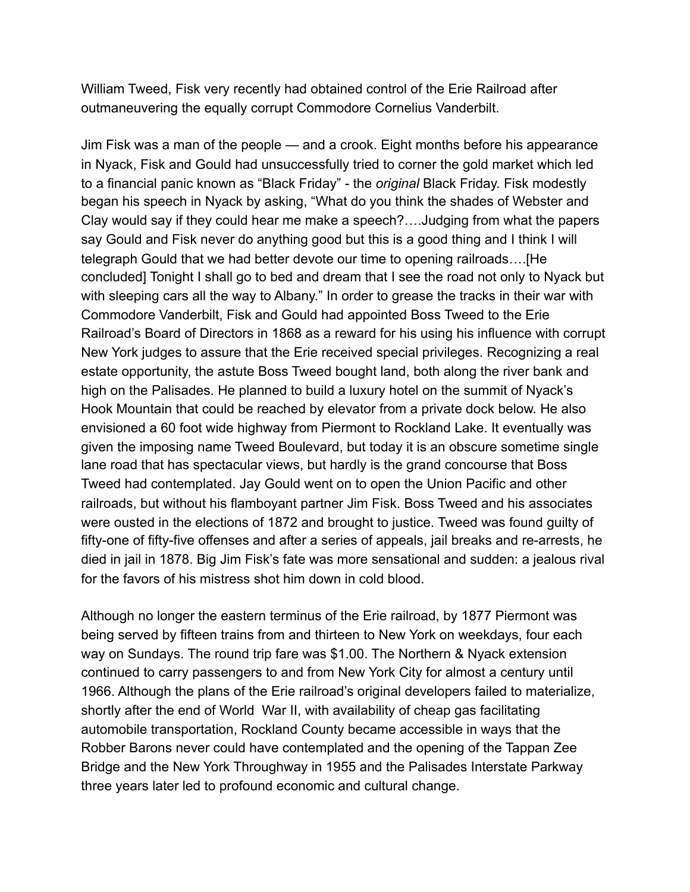William Tweed, Fisk very recently had obtained control of the Erie Railroad after outmaneuvering the equally corrupt Commodore Cornelius Vanderbilt.

Jim Fisk was a man of the people — and a crook. Eight months before his appearance in Nyack, Fisk and Gould had unsuccessfully tried to corner the gold market which led to a financial panic known as "Black Friday" - the *original* Black Friday. Fisk modestly began his speech in Nyack by asking, "What do you think the shades of Webster and Clay would say if they could hear me make a speech?….Judging from what the papers say Gould and Fisk never do anything good but this is a good thing and I think I will telegraph Gould that we had better devote our time to opening railroads….[He concluded] Tonight I shall go to bed and dream that I see the road not only to Nyack but with sleeping cars all the way to Albany." In order to grease the tracks in their war with Commodore Vanderbilt, Fisk and Gould had appointed Boss Tweed to the Erie Railroad's Board of Directors in 1868 as a reward for his using his influence with corrupt New York judges to assure that the Erie received special privileges. Recognizing a real estate opportunity, the astute Boss Tweed bought land, both along the river bank and high on the Palisades. He planned to build a luxury hotel on the summit of Nyack's Hook Mountain that could be reached by elevator from a private dock below. He also envisioned a 60 foot wide highway from Piermont to Rockland Lake. It eventually was given the imposing name Tweed Boulevard, but today it is an obscure sometime single lane road that has spectacular views, but hardly is the grand concourse that Boss Tweed had contemplated. Jay Gould went on to open the Union Pacific and other railroads, but without his flamboyant partner Jim Fisk. Boss Tweed and his associates were ousted in the elections of 1872 and brought to justice. Tweed was found guilty of fifty-one of fifty-five offenses and after a series of appeals, jail breaks and re-arrests, he died in jail in 1878. Big Jim Fisk's fate was more sensational and sudden: a jealous rival for the favors of his mistress shot him down in cold blood.

Although no longer the eastern terminus of the Erie railroad, by 1877 Piermont was being served by fifteen trains from and thirteen to New York on weekdays, four each way on Sundays. The round trip fare was $1.00. The Northern & Nyack extension continued to carry passengers to and from New York City for almost a century until 1966. Although the plans of the Erie railroad's original developers failed to materialize, shortly after the end of World War II, with availability of cheap gas facilitating automobile transportation, Rockland County became accessible in ways that the Robber Barons never could have contemplated and the opening of the Tappan Zee Bridge and the New York Throughway in 1955 and the Palisades Interstate Parkway three years later led to profound economic and cultural change.